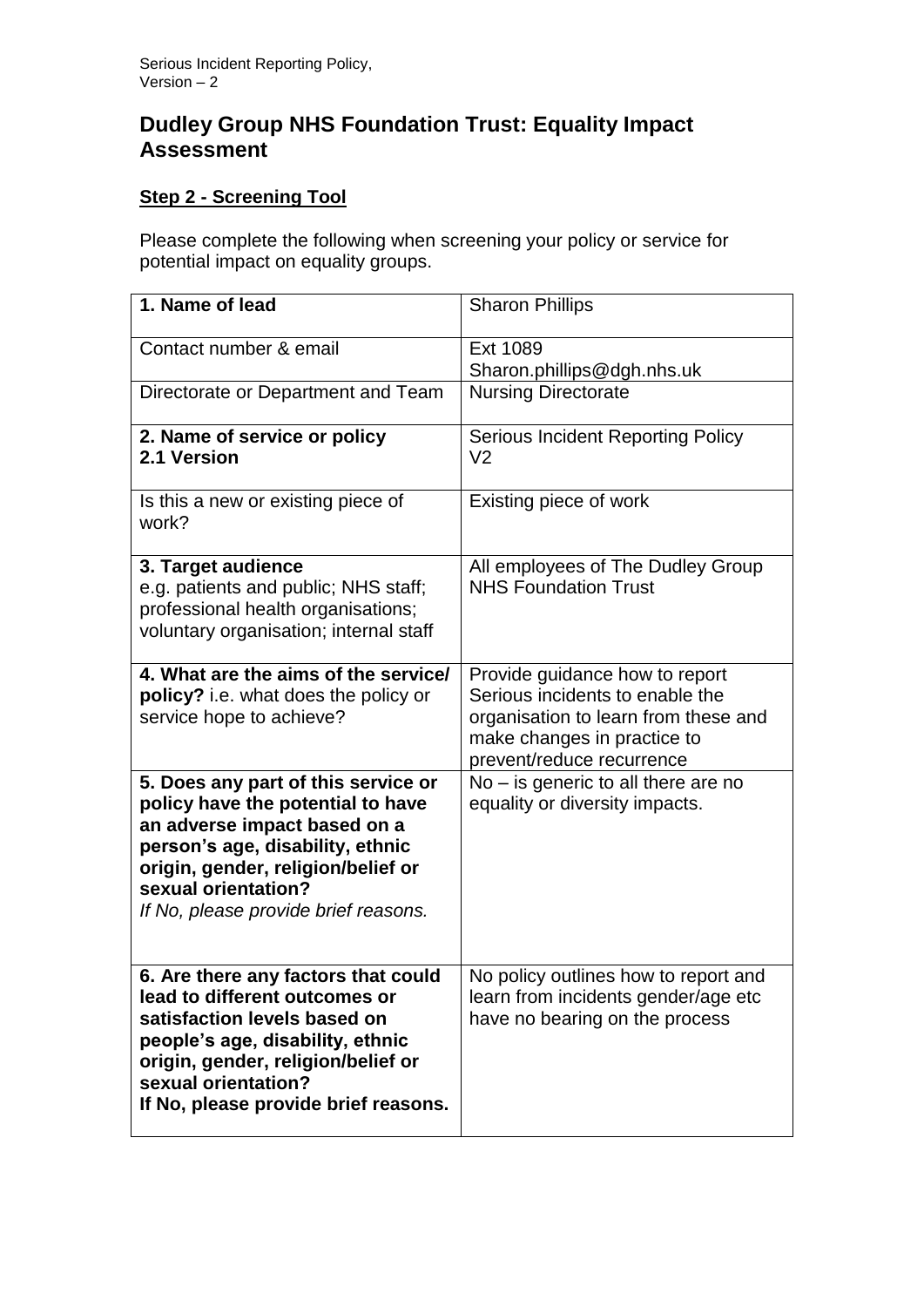# Dudley Group NHS Foundation Trust: Equality Impact Assessment

## <u>Step 2 - Screening Tool</u>

Please complete the following when screening your policy or service for potential impact on equality groups.

| **1. Name of lead** | Sharon Phillips |
|---|---|
| Contact number & email | Ext 1089<br>Sharon.phillips@dgh.nhs.uk |
| Directorate or Department and Team | Nursing Directorate |
| **2. Name of service or policy**<br>**2.1 Version** | Serious Incident Reporting Policy<br>V2 |
| Is this a new or existing piece of work? | Existing piece of work |
| **3. Target audience**<br>e.g. patients and public; NHS staff; professional health organisations; voluntary organisation; internal staff | All employees of The Dudley Group NHS Foundation Trust |
| **4. What are the aims of the service/ policy?** i.e. what does the policy or service hope to achieve? | Provide guidance how to report Serious incidents to enable the organisation to learn from these and make changes in practice to prevent/reduce recurrence |
| **5. Does any part of this service or policy have the potential to have an adverse impact based on a person's age, disability, ethnic origin, gender, religion/belief or sexual orientation?**<br>*If No, please provide brief reasons.* | No – is generic to all there are no equality or diversity impacts. |
| **6. Are there any factors that could lead to different outcomes or satisfaction levels based on people's age, disability, ethnic origin, gender, religion/belief or sexual orientation?**<br>**If No, please provide brief reasons.** | No policy outlines how to report and learn from incidents gender/age etc have no bearing on the process |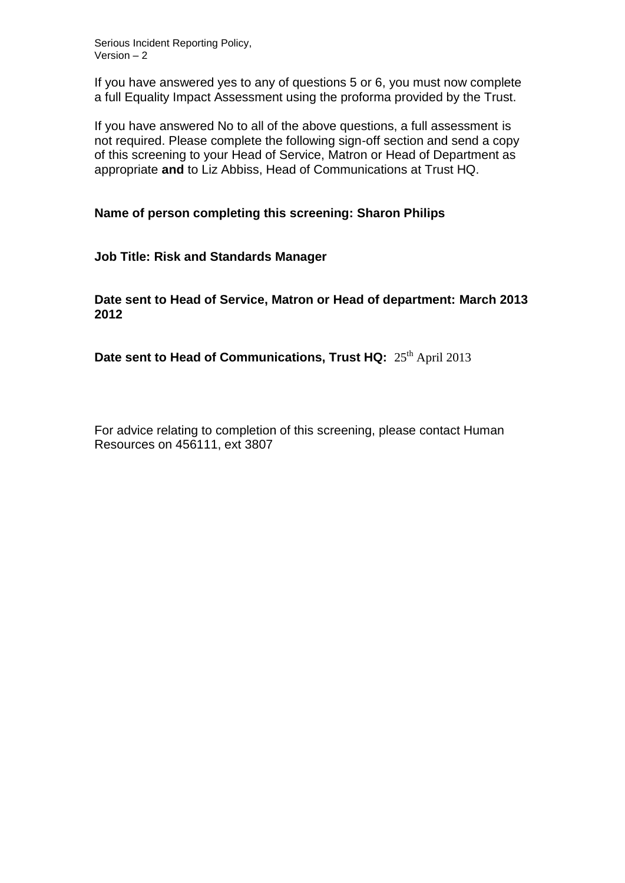If you have answered yes to any of questions 5 or 6, you must now complete a full Equality Impact Assessment using the proforma provided by the Trust.

If you have answered No to all of the above questions, a full assessment is not required. Please complete the following sign-off section and send a copy of this screening to your Head of Service, Matron or Head of Department as appropriate **and** to Liz Abbiss, Head of Communications at Trust HQ.

**Name of person completing this screening: Sharon Philips**

**Job Title: Risk and Standards Manager**

**Date sent to Head of Service, Matron or Head of department: March 2013 2012**

**Date sent to Head of Communications, Trust HQ:** 25th April 2013

For advice relating to completion of this screening, please contact Human Resources on 456111, ext 3807